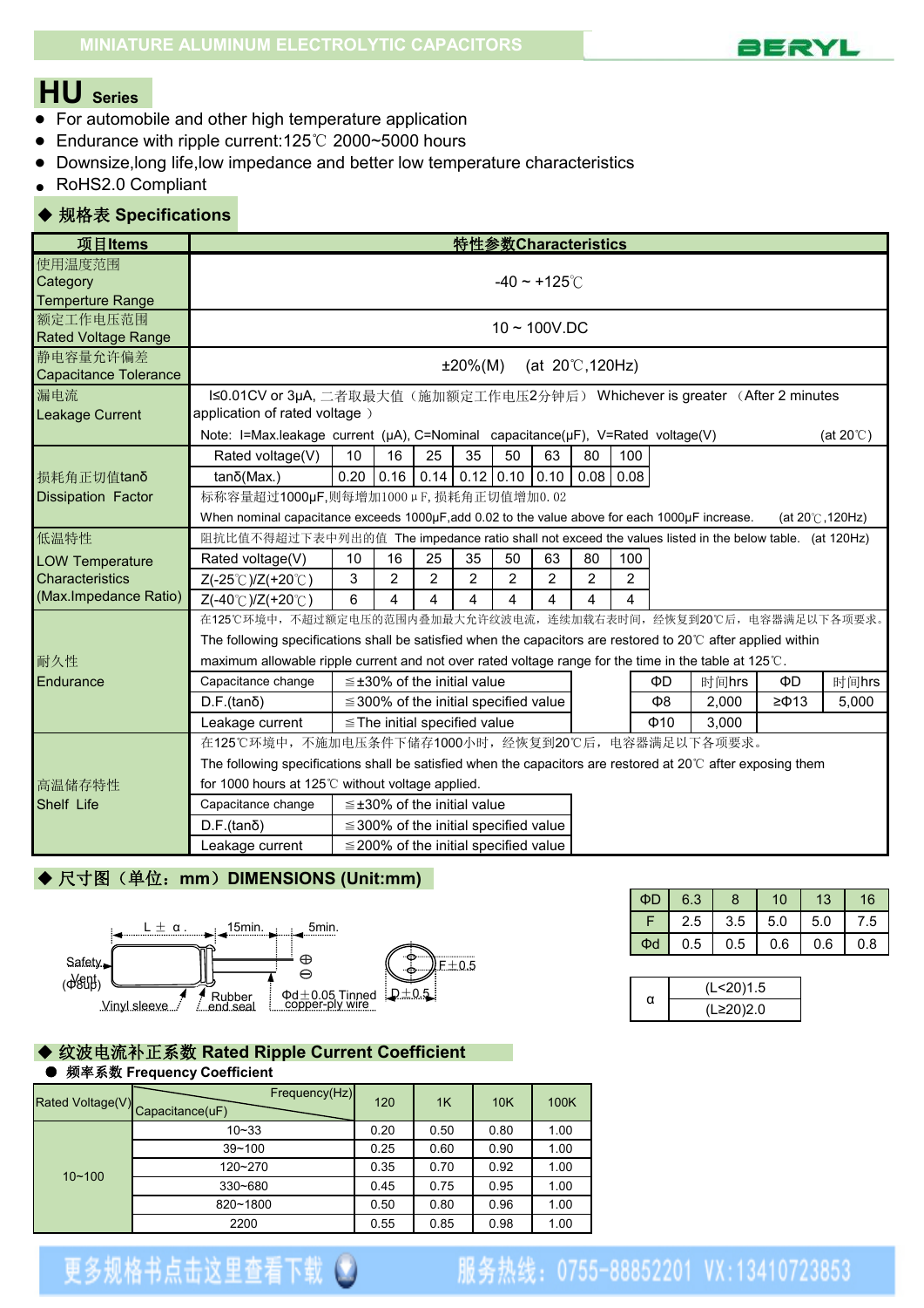MINIATURE ALUMINUM ELECTROLYTIC CAPACITORS

BERYL

# HU Series

- For automobile and other high temperature application
- Endurance with ripple current:125℃ 2000~5000 hours
- Downsize,long life,low impedance and better low temperature characteristics
- RoHS2.0 Compliant

## ◆ 规格表 Specifications

| 项目Items | 特性参数Characteristics | | | | | | | | |
|---|---|---|---|---|---|---|---|---|---|
| 使用温度范围 Category Temperture Range | -40 ~ +125℃ | | | | | | | | |
| 额定工作电压范围 Rated Voltage Range | 10 ~ 100V.DC | | | | | | | | |
| 静电容量允许偏差 Capacitance Tolerance | ±20%(M) (at 20℃,120Hz) | | | | | | | | |
| 漏电流 Leakage Current | I≤0.01CV or 3μA, 二者取最大值（施加额定工作电压2分钟后） Whichever is greater （After 2 minutes application of rated voltage ） Note: I=Max.leakage current (μA), C=Nominal capacitance(μF), V=Rated voltage(V) (at 20℃) | | | | | | | | |
| 损耗角正切值tanδ Dissipation Factor | Rated voltage(V) | 10 | 16 | 25 | 35 | 50 | 63 | 80 | 100 |
| | tanδ(Max.) | 0.20 | 0.16 | 0.14 | 0.12 | 0.10 | 0.10 | 0.08 | 0.08 |
| | 标称容量超过1000μF,则每增加1000μF, 损耗角正切值增加0.02 When nominal capacitance exceeds 1000μF,add 0.02 to the value above for each 1000μF increase. (at 20℃,120Hz) | | | | | | | | |
| 低温特性 LOW Temperature Characteristics (Max.Impedance Ratio) | 阻抗比值不得超过下表中列出的值 The impedance ratio shall not exceed the values listed in the below table. (at 120Hz) | | | | | | | | |
| | Rated voltage(V) | 10 | 16 | 25 | 35 | 50 | 63 | 80 | 100 |
| | Z(-25℃)/Z(+20℃) | 3 | 2 | 2 | 2 | 2 | 2 | 2 | 2 |
| | Z(-40℃)/Z(+20℃) | 6 | 4 | 4 | 4 | 4 | 4 | 4 | 4 |
| 耐久性 Endurance | 在125℃环境中，不超过额定电压的范围内叠加最大允许纹波电流，连续加载右表时间，经恢复到20℃后，电容器满足以下各项要求。 The following specifications shall be satisfied when the capacitors are restored to 20℃ after applied within maximum allowable ripple current and not over rated voltage range for the time in the table at 125℃. | | | | | | | | |
| | Capacitance change | ≦±30% of the initial value | | ΦD | 时间hrs | ΦD | 时间hrs | | |
| | D.F.(tanδ) | ≦300% of the initial specified value | | Φ8 | 2,000 | ≥Φ13 | 5,000 | | |
| | Leakage current | ≦The initial specified value | | Φ10 | 3,000 | | | | |
| 高温储存特性 Shelf Life | 在125℃环境中，不施加电压条件下储存1000小时，经恢复到20℃后，电容器满足以下各项要求。 The following specifications shall be satisfied when the capacitors are restored to 20℃ after exposing them for 1000 hours at 125℃ without voltage applied. | | | | | | | | |
| | Capacitance change | ≦±30% of the initial value | | | | | | | |
| | D.F.(tanδ) | ≦300% of the initial specified value | | | | | | | |
| | Leakage current | ≦200% of the initial specified value | | | | | | | |

## ◆ 尺寸图（单位：mm）DIMENSIONS (Unit:mm)

L ± α, 15min., 5min., Safety Vent (Φ8up), Vinyl sleeve, Rubber end seal, Φd±0.05 Tinned copper-ply wire, F±0.5, D±0.5

| ΦD | 6.3 | 8 | 10 | 13 | 16 |
|---|---|---|---|---|---|
| F | 2.5 | 3.5 | 5.0 | 5.0 | 7.5 |
| Φd | 0.5 | 0.5 | 0.6 | 0.6 | 0.8 |

| α | (L<20)1.5 |
|---|---|
| | (L≥20)2.0 |

## ◆ 纹波电流补正系数 Rated Ripple Current Coefficient

- **频率系数 Frequency Coefficient**

| Rated Voltage(V) | Frequency(Hz) / Capacitance(uF) | 120 | 1K | 10K | 100K |
|---|---|---|---|---|---|
| 10~100 | 10~33 | 0.20 | 0.50 | 0.80 | 1.00 |
| | 39~100 | 0.25 | 0.60 | 0.90 | 1.00 |
| | 120~270 | 0.35 | 0.70 | 0.92 | 1.00 |
| | 330~680 | 0.45 | 0.75 | 0.95 | 1.00 |
| | 820~1800 | 0.50 | 0.80 | 0.96 | 1.00 |
| | 2200 | 0.55 | 0.85 | 0.98 | 1.00 |

更多规格书点击这里查看下载 服务热线：0755-88852201 VX:13410723853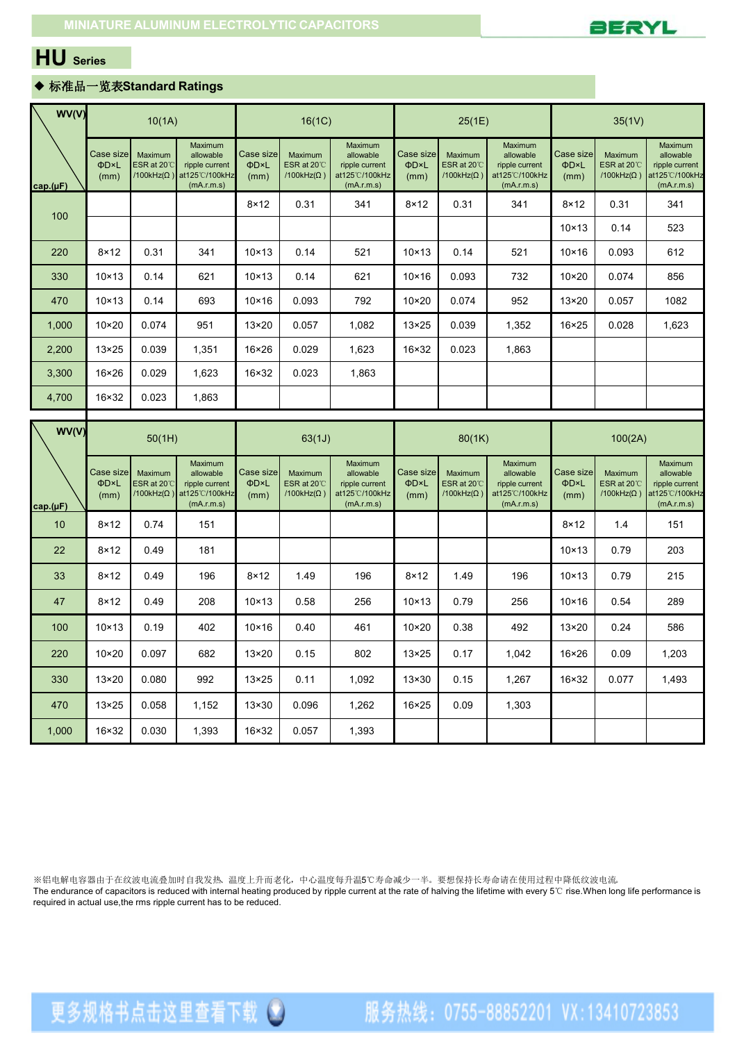## HU Series

### ◆ 标准品一览表Standard Ratings

| WV(V) / cap.(μF) | 10(1A) | | | 16(1C) | | | 25(1E) | | | 35(1V) | | |
|---|---|---|---|---|---|---|---|---|---|---|---|---|
| | Case size ΦD×L (mm) | Maximum ESR at 20℃ /100kHz(Ω) | Maximum allowable ripple current at125℃/100kHz (mA.r.m.s) | Case size ΦD×L (mm) | Maximum ESR at 20℃ /100kHz(Ω) | Maximum allowable ripple current at125℃/100kHz (mA.r.m.s) | Case size ΦD×L (mm) | Maximum ESR at 20℃ /100kHz(Ω) | Maximum allowable ripple current at125℃/100kHz (mA.r.m.s) | Case size ΦD×L (mm) | Maximum ESR at 20℃ /100kHz(Ω) | Maximum allowable ripple current at125℃/100kHz (mA.r.m.s) |
| 100 | | | | 8×12 | 0.31 | 341 | 8×12 | 0.31 | 341 | 8×12 | 0.31 | 341 |
| | | | | | | | | | | 10×13 | 0.14 | 523 |
| 220 | 8×12 | 0.31 | 341 | 10×13 | 0.14 | 521 | 10×13 | 0.14 | 521 | 10×16 | 0.093 | 612 |
| 330 | 10×13 | 0.14 | 621 | 10×13 | 0.14 | 621 | 10×16 | 0.093 | 732 | 10×20 | 0.074 | 856 |
| 470 | 10×13 | 0.14 | 693 | 10×16 | 0.093 | 792 | 10×20 | 0.074 | 952 | 13×20 | 0.057 | 1082 |
| 1,000 | 10×20 | 0.074 | 951 | 13×20 | 0.057 | 1,082 | 13×25 | 0.039 | 1,352 | 16×25 | 0.028 | 1,623 |
| 2,200 | 13×25 | 0.039 | 1,351 | 16×26 | 0.029 | 1,623 | 16×32 | 0.023 | 1,863 | | | |
| 3,300 | 16×26 | 0.029 | 1,623 | 16×32 | 0.023 | 1,863 | | | | | | |
| 4,700 | 16×32 | 0.023 | 1,863 | | | | | | | | | |

| WV(V) / cap.(μF) | 50(1H) | | | 63(1J) | | | 80(1K) | | | 100(2A) | | |
|---|---|---|---|---|---|---|---|---|---|---|---|---|
| | Case size ΦD×L (mm) | Maximum ESR at 20℃ /100kHz(Ω) | Maximum allowable ripple current at125℃/100kHz (mA.r.m.s) | Case size ΦD×L (mm) | Maximum ESR at 20℃ /100kHz(Ω) | Maximum allowable ripple current at125℃/100kHz (mA.r.m.s) | Case size ΦD×L (mm) | Maximum ESR at 20℃ /100kHz(Ω) | Maximum allowable ripple current at125℃/100kHz (mA.r.m.s) | Case size ΦD×L (mm) | Maximum ESR at 20℃ /100kHz(Ω) | Maximum allowable ripple current at125℃/100kHz (mA.r.m.s) |
| 10 | 8×12 | 0.74 | 151 | | | | | | | 8×12 | 1.4 | 151 |
| 22 | 8×12 | 0.49 | 181 | | | | | | | 10×13 | 0.79 | 203 |
| 33 | 8×12 | 0.49 | 196 | 8×12 | 1.49 | 196 | 8×12 | 1.49 | 196 | 10×13 | 0.79 | 215 |
| 47 | 8×12 | 0.49 | 208 | 10×13 | 0.58 | 256 | 10×13 | 0.79 | 256 | 10×16 | 0.54 | 289 |
| 100 | 10×13 | 0.19 | 402 | 10×16 | 0.40 | 461 | 10×20 | 0.38 | 492 | 13×20 | 0.24 | 586 |
| 220 | 10×20 | 0.097 | 682 | 13×20 | 0.15 | 802 | 13×25 | 0.17 | 1,042 | 16×26 | 0.09 | 1,203 |
| 330 | 13×20 | 0.080 | 992 | 13×25 | 0.11 | 1,092 | 13×30 | 0.15 | 1,267 | 16×32 | 0.077 | 1,493 |
| 470 | 13×25 | 0.058 | 1,152 | 13×30 | 0.096 | 1,262 | 16×25 | 0.09 | 1,303 | | | |
| 1,000 | 16×32 | 0.030 | 1,393 | 16×32 | 0.057 | 1,393 | | | | | | |

※铝电解电容器由于在纹波电流叠加时自我发热、温度上升而老化，中心温度每升温5℃寿命减少一半。要想保持长寿命请在使用过程中降低纹波电流。
The endurance of capacitors is reduced with internal heating produced by ripple current at the rate of halving the lifetime with every 5℃ rise.When long life performance is required in actual use,the rms ripple current has to be reduced.